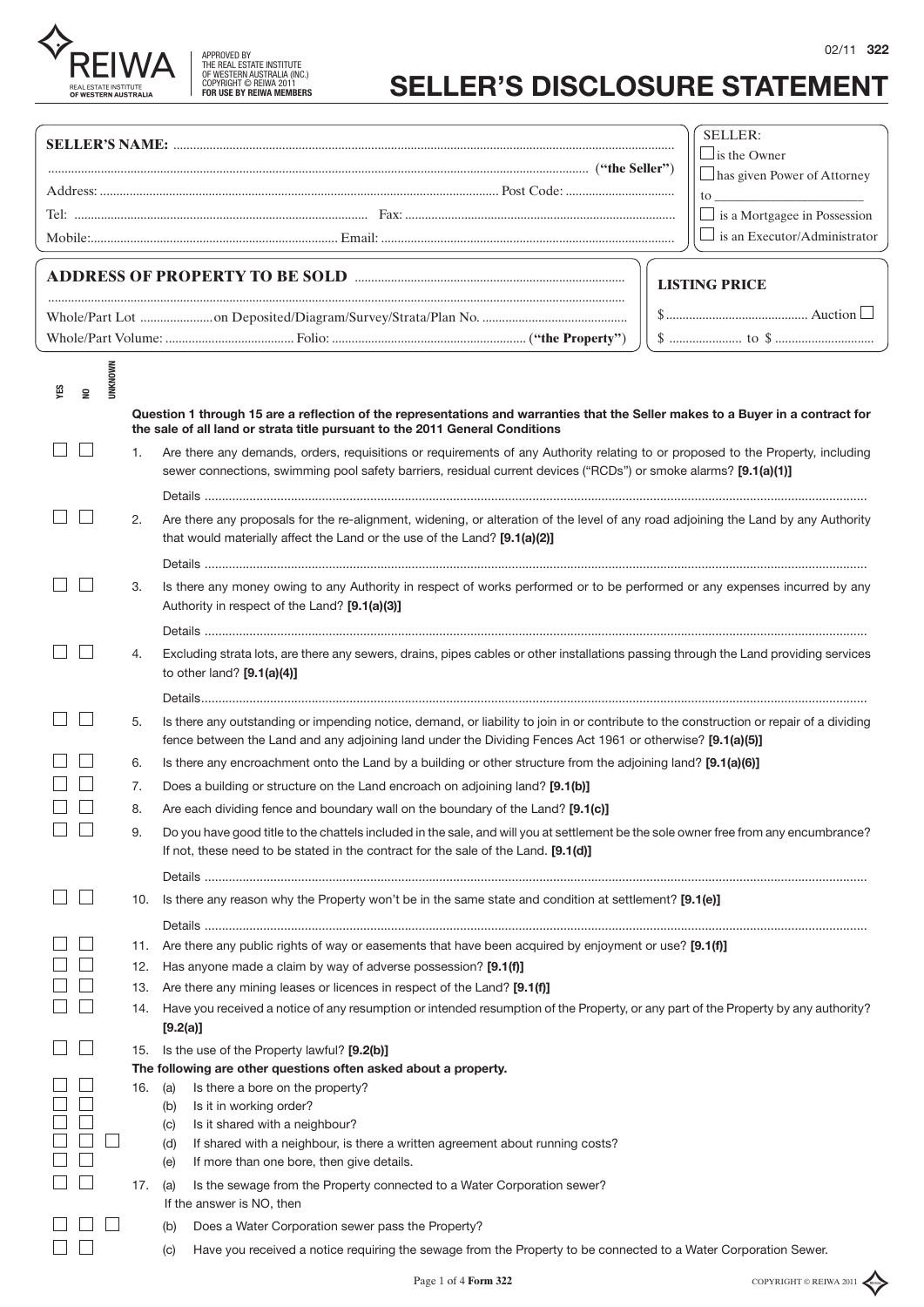REIWA
REAL ESTATE INSTITUTE OF WESTERN AUSTRALIA

APPROVED BY THE REAL ESTATE INSTITUTE OF WESTERN AUSTRALIA (INC.) COPYRIGHT © REIWA 2011 FOR USE BY REIWA MEMBERS

02/11 **322**

# SELLER'S DISCLOSURE STATEMENT

**SELLER'S NAME:** ..................................................................................................

.................................................................................................. ("**the Seller**")

Address: .................................................................. Post Code: ..........................

Tel: .................................................. Fax: ..................................................

Mobile: .................................................. Email: ..................................................

SELLER:
- ☐ is the Owner
- ☐ has given Power of Attorney to ____________________
- ☐ is a Mortgagee in Possession
- ☐ is an Executor/Administrator

**ADDRESS OF PROPERTY TO BE SOLD** ..................................................................................................

..................................................................................................

Whole/Part Lot .................. on Deposited/Diagram/Survey/Strata/Plan No. ..................................

Whole/Part Volume: .............................. Folio: .............................................. ("**the Property**")

**LISTING PRICE**

$ .............................................. Auction ☐

$ ...................... to $ ..............................

YES | NO | UNKNOWN

**Question 1 through 15 are a reflection of the representations and warranties that the Seller makes to a Buyer in a contract for the sale of all land or strata title pursuant to the 2011 General Conditions**

☐ ☐ 1. Are there any demands, orders, requisitions or requirements of any Authority relating to or proposed to the Property, including sewer connections, swimming pool safety barriers, residual current devices ("RCDs") or smoke alarms? **[9.1(a)(1)]**

Details ..................................................................................................

☐ ☐ 2. Are there any proposals for the re-alignment, widening, or alteration of the level of any road adjoining the Land by any Authority that would materially affect the Land or the use of the Land? **[9.1(a)(2)]**

Details ..................................................................................................

☐ ☐ 3. Is there any money owing to any Authority in respect of works performed or to be performed or any expenses incurred by any Authority in respect of the Land? **[9.1(a)(3)]**

Details ..................................................................................................

☐ ☐ 4. Excluding strata lots, are there any sewers, drains, pipes cables or other installations passing through the Land providing services to other land? **[9.1(a)(4)]**

Details ..................................................................................................

☐ ☐ 5. Is there any outstanding or impending notice, demand, or liability to join in or contribute to the construction or repair of a dividing fence between the Land and any adjoining land under the Dividing Fences Act 1961 or otherwise? **[9.1(a)(5)]**

☐ ☐ 6. Is there any encroachment onto the Land by a building or other structure from the adjoining land? **[9.1(a)(6)]**

☐ ☐ 7. Does a building or structure on the Land encroach on adjoining land? **[9.1(b)]**

☐ ☐ 8. Are each dividing fence and boundary wall on the boundary of the Land? **[9.1(c)]**

☐ ☐ 9. Do you have good title to the chattels included in the sale, and will you at settlement be the sole owner free from any encumbrance? If not, these need to be stated in the contract for the sale of the Land. **[9.1(d)]**

Details ..................................................................................................

☐ ☐ 10. Is there any reason why the Property won't be in the same state and condition at settlement? **[9.1(e)]**

Details ..................................................................................................

☐ ☐ 11. Are there any public rights of way or easements that have been acquired by enjoyment or use? **[9.1(f)]**

☐ ☐ 12. Has anyone made a claim by way of adverse possession? **[9.1(f)]**

☐ ☐ 13. Are there any mining leases or licences in respect of the Land? **[9.1(f)]**

☐ ☐ 14. Have you received a notice of any resumption or intended resumption of the Property, or any part of the Property by any authority? **[9.2(a)]**

☐ ☐ 15. Is the use of the Property lawful? **[9.2(b)]**

**The following are other questions often asked about a property.**

16.
- ☐ ☐ (a) Is there a bore on the property?
- ☐ ☐ (b) Is it in working order?
- ☐ ☐ (c) Is it shared with a neighbour?
- ☐ ☐ ☐ (d) If shared with a neighbour, is there a written agreement about running costs?
- ☐ ☐ (e) If more than one bore, then give details.

17.
- ☐ ☐ (a) Is the sewage from the Property connected to a Water Corporation sewer? If the answer is NO, then
- ☐ ☐ ☐ (b) Does a Water Corporation sewer pass the Property?
- ☐ ☐ (c) Have you received a notice requiring the sewage from the Property to be connected to a Water Corporation Sewer.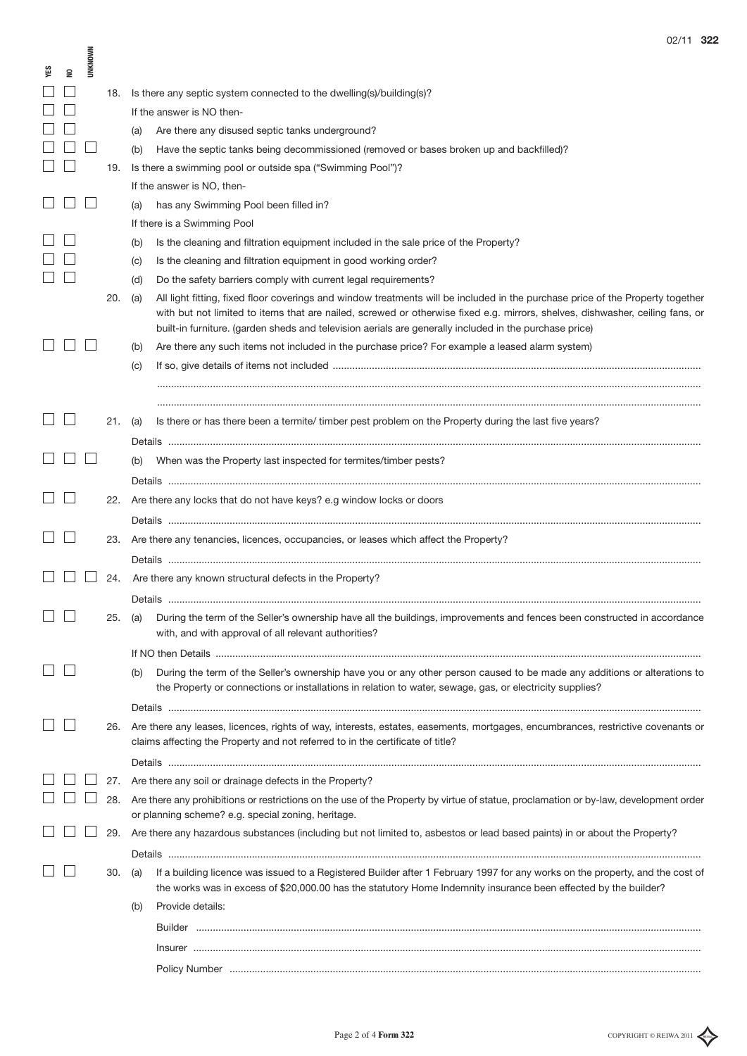| YES | NO | UNKNOWN | | |
|---|---|---|---|---|
| ☐ | ☐ | | 18. | Is there any septic system connected to the dwelling(s)/building(s)? |
| ☐ | ☐ | | | If the answer is NO then- |
| ☐ | ☐ | | | (a) Are there any disused septic tanks underground? |
| ☐ | ☐ | ☐ | | (b) Have the septic tanks being decommissioned (removed or bases broken up and backfilled)? |
| ☐ | ☐ | | 19. | Is there a swimming pool or outside spa ("Swimming Pool")? |
| | | | | If the answer is NO, then- |
| ☐ | ☐ | ☐ | | (a) has any Swimming Pool been filled in? |
| | | | | If there is a Swimming Pool |
| ☐ | ☐ | | | (b) Is the cleaning and filtration equipment included in the sale price of the Property? |
| ☐ | ☐ | | | (c) Is the cleaning and filtration equipment in good working order? |
| ☐ | ☐ | | | (d) Do the safety barriers comply with current legal requirements? |
| | | | 20. | (a) All light fitting, fixed floor coverings and window treatments will be included in the purchase price of the Property together with but not limited to items that are nailed, screwed or otherwise fixed e.g. mirrors, shelves, dishwasher, ceiling fans, or built-in furniture. (garden sheds and television aerials are generally included in the purchase price) |
| ☐ | ☐ | ☐ | | (b) Are there any such items not included in the purchase price? For example a leased alarm system) |
| | | | | (c) If so, give details of items not included .................................................................................................................................. |
| ☐ | ☐ | | 21. | (a) Is there or has there been a termite/ timber pest problem on the Property during the last five years? |
| | | | | Details .................................................................................................................................. |
| ☐ | ☐ | ☐ | | (b) When was the Property last inspected for termites/timber pests? |
| | | | | Details .................................................................................................................................. |
| ☐ | ☐ | | 22. | Are there any locks that do not have keys? e.g window locks or doors |
| | | | | Details .................................................................................................................................. |
| ☐ | ☐ | | 23. | Are there any tenancies, licences, occupancies, or leases which affect the Property? |
| | | | | Details .................................................................................................................................. |
| ☐ | ☐ | ☐ | 24. | Are there any known structural defects in the Property? |
| | | | | Details .................................................................................................................................. |
| ☐ | ☐ | | 25. | (a) During the term of the Seller's ownership have all the buildings, improvements and fences been constructed in accordance with, and with approval of all relevant authorities? |
| | | | | If NO then Details .................................................................................................................................. |
| ☐ | ☐ | | | (b) During the term of the Seller's ownership have you or any other person caused to be made any additions or alterations to the Property or connections or installations in relation to water, sewage, gas, or electricity supplies? |
| | | | | Details .................................................................................................................................. |
| ☐ | ☐ | | 26. | Are there any leases, licences, rights of way, interests, estates, easements, mortgages, encumbrances, restrictive covenants or claims affecting the Property and not referred to in the certificate of title? |
| | | | | Details .................................................................................................................................. |
| ☐ | ☐ | ☐ | 27. | Are there any soil or drainage defects in the Property? |
| ☐ | ☐ | ☐ | 28. | Are there any prohibitions or restrictions on the use of the Property by virtue of statue, proclamation or by-law, development order or planning scheme? e.g. special zoning, heritage. |
| ☐ | ☐ | ☐ | 29. | Are there any hazardous substances (including but not limited to, asbestos or lead based paints) in or about the Property? |
| | | | | Details .................................................................................................................................. |
| ☐ | ☐ | | 30. | (a) If a building licence was issued to a Registered Builder after 1 February 1997 for any works on the property, and the cost of the works was in excess of $20,000.00 has the statutory Home Indemnity insurance been effected by the builder? |
| | | | | (b) Provide details: |
| | | | | Builder .................................................................................................................................. |
| | | | | Insurer .................................................................................................................................. |
| | | | | Policy Number .................................................................................................................................. |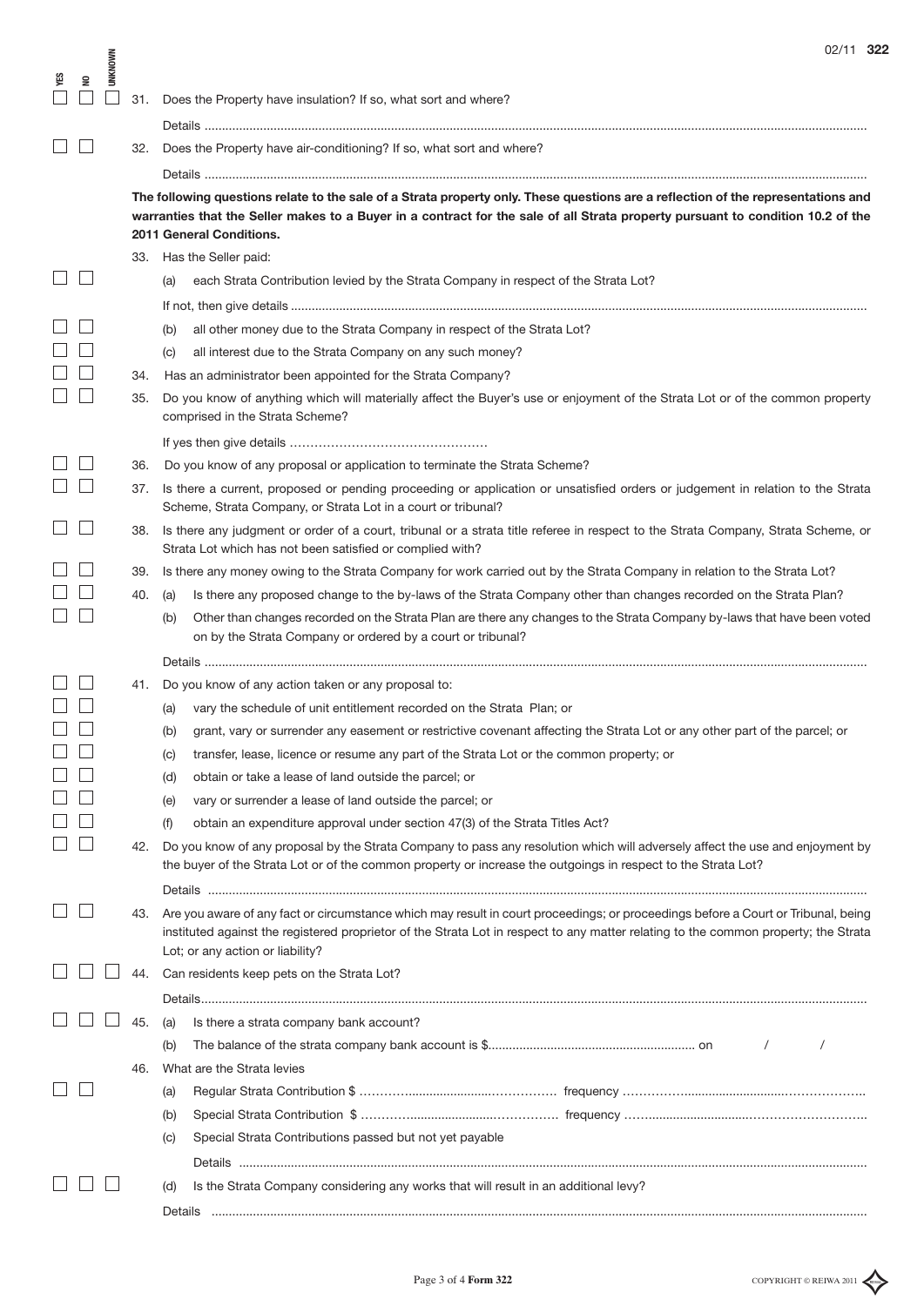| YES | NO | UNKNOWN | | |
|---|---|---|---|---|
| ☐ | ☐ | ☐ | 31. | Does the Property have insulation? If so, what sort and where? |
| | | | | Details ........................................................................ |
| ☐ | ☐ | | 32. | Does the Property have air-conditioning? If so, what sort and where? |
| | | | | Details ........................................................................ |

**The following questions relate to the sale of a Strata property only. These questions are a reflection of the representations and warranties that the Seller makes to a Buyer in a contract for the sale of all Strata property pursuant to condition 10.2 of the 2011 General Conditions.**

| YES | NO | UNKNOWN | | |
|---|---|---|---|---|
| | | | 33. | Has the Seller paid: |
| ☐ | ☐ | | | (a) each Strata Contribution levied by the Strata Company in respect of the Strata Lot? |
| | | | | If not, then give details ........................................................................ |
| ☐ | ☐ | | | (b) all other money due to the Strata Company in respect of the Strata Lot? |
| ☐ | ☐ | | | (c) all interest due to the Strata Company on any such money? |
| ☐ | ☐ | | 34. | Has an administrator been appointed for the Strata Company? |
| ☐ | ☐ | | 35. | Do you know of anything which will materially affect the Buyer's use or enjoyment of the Strata Lot or of the common property comprised in the Strata Scheme? |
| | | | | If yes then give details ………………………………………… |
| ☐ | ☐ | | 36. | Do you know of any proposal or application to terminate the Strata Scheme? |
| ☐ | ☐ | | 37. | Is there a current, proposed or pending proceeding or application or unsatisfied orders or judgement in relation to the Strata Scheme, Strata Company, or Strata Lot in a court or tribunal? |
| ☐ | ☐ | | 38. | Is there any judgment or order of a court, tribunal or a strata title referee in respect to the Strata Company, Strata Scheme, or Strata Lot which has not been satisfied or complied with? |
| ☐ | ☐ | | 39. | Is there any money owing to the Strata Company for work carried out by the Strata Company in relation to the Strata Lot? |
| ☐ | ☐ | | 40. | (a) Is there any proposed change to the by-laws of the Strata Company other than changes recorded on the Strata Plan? |
| ☐ | ☐ | | | (b) Other than changes recorded on the Strata Plan are there any changes to the Strata Company by-laws that have been voted on by the Strata Company or ordered by a court or tribunal? |
| | | | | Details ........................................................................ |
| ☐ | ☐ | | 41. | Do you know of any action taken or any proposal to: |
| ☐ | ☐ | | | (a) vary the schedule of unit entitlement recorded on the Strata Plan; or |
| ☐ | ☐ | | | (b) grant, vary or surrender any easement or restrictive covenant affecting the Strata Lot or any other part of the parcel; or |
| ☐ | ☐ | | | (c) transfer, lease, licence or resume any part of the Strata Lot or the common property; or |
| ☐ | ☐ | | | (d) obtain or take a lease of land outside the parcel; or |
| ☐ | ☐ | | | (e) vary or surrender a lease of land outside the parcel; or |
| ☐ | ☐ | | | (f) obtain an expenditure approval under section 47(3) of the Strata Titles Act? |
| ☐ | ☐ | | 42. | Do you know of any proposal by the Strata Company to pass any resolution which will adversely affect the use and enjoyment by the buyer of the Strata Lot or of the common property or increase the outgoings in respect to the Strata Lot? |
| | | | | Details ........................................................................ |
| ☐ | ☐ | | 43. | Are you aware of any fact or circumstance which may result in court proceedings; or proceedings before a Court or Tribunal, being instituted against the registered proprietor of the Strata Lot in respect to any matter relating to the common property; the Strata Lot; or any action or liability? |
| ☐ | ☐ | ☐ | 44. | Can residents keep pets on the Strata Lot? |
| | | | | Details........................................................................ |
| ☐ | ☐ | ☐ | 45. | (a) Is there a strata company bank account? |
| | | | | (b) The balance of the strata company bank account is $........................................ on / / |
| | | | 46. | What are the Strata levies |
| ☐ | ☐ | | | (a) Regular Strata Contribution $ ………………………………… frequency ………………………………… |
| | | | | (b) Special Strata Contribution $ ………………………………… frequency ………………………………… |
| | | | | (c) Special Strata Contributions passed but not yet payable |
| | | | | Details ........................................................................ |
| ☐ | ☐ | ☐ | | (d) Is the Strata Company considering any works that will result in an additional levy? |
| | | | | Details ........................................................................ |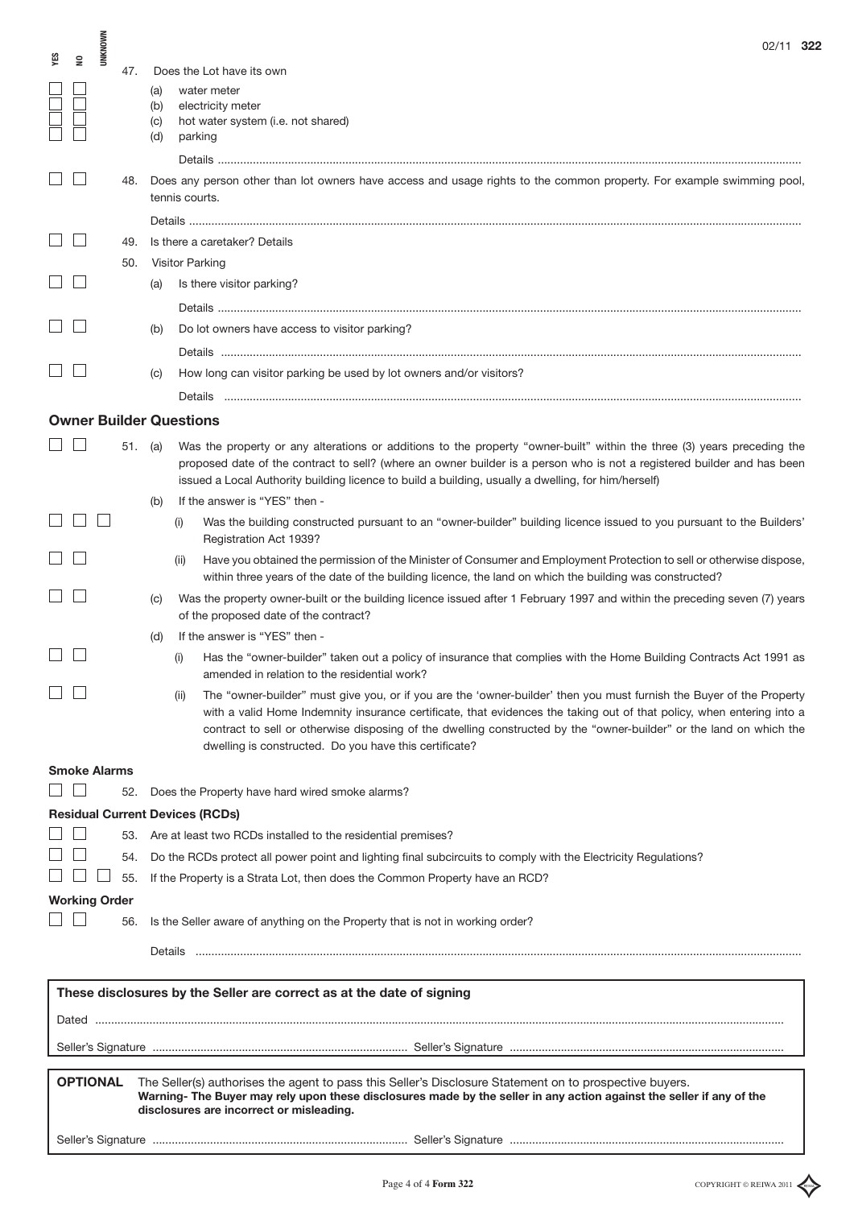| YES | NO | UNKNOWN | | |
|---|---|---|---|---|
| | | | 47. | Does the Lot have its own |
| ☐ | ☐ | ☐ | | (a) water meter |
| ☐ | ☐ | ☐ | | (b) electricity meter |
| ☐ | ☐ | ☐ | | (c) hot water system (i.e. not shared) |
| ☐ | ☐ | | | (d) parking |
| | | | | Details ............ |
| ☐ | ☐ | | 48. | Does any person other than lot owners have access and usage rights to the common property. For example swimming pool, tennis courts. |
| | | | | Details ............ |
| ☐ | ☐ | | 49. | Is there a caretaker? Details |
| | | | 50. | Visitor Parking |
| ☐ | ☐ | | | (a) Is there visitor parking? |
| | | | | Details ............ |
| ☐ | ☐ | | | (b) Do lot owners have access to visitor parking? |
| | | | | Details ............ |
| ☐ | ☐ | | | (c) How long can visitor parking be used by lot owners and/or visitors? |
| | | | | Details ............ |

## Owner Builder Questions

| | | | | |
|---|---|---|---|---|
| ☐ | ☐ | | 51. | (a) Was the property or any alterations or additions to the property "owner-built" within the three (3) years preceding the proposed date of the contract to sell? (where an owner builder is a person who is not a registered builder and has been issued a Local Authority building licence to build a building, usually a dwelling, for him/herself) |
| | | | | (b) If the answer is "YES" then - |
| ☐ | ☐ | ☐ | | (i) Was the building constructed pursuant to an "owner-builder" building licence issued to you pursuant to the Builders' Registration Act 1939? |
| ☐ | ☐ | | | (ii) Have you obtained the permission of the Minister of Consumer and Employment Protection to sell or otherwise dispose, within three years of the date of the building licence, the land on which the building was constructed? |
| ☐ | ☐ | | | (c) Was the property owner-built or the building licence issued after 1 February 1997 and within the preceding seven (7) years of the proposed date of the contract? |
| | | | | (d) If the answer is "YES" then - |
| ☐ | ☐ | | | (i) Has the "owner-builder" taken out a policy of insurance that complies with the Home Building Contracts Act 1991 as amended in relation to the residential work? |
| ☐ | ☐ | | | (ii) The "owner-builder" must give you, or if you are the 'owner-builder' then you must furnish the Buyer of the Property with a valid Home Indemnity insurance certificate, that evidences the taking out of that policy, when entering into a contract to sell or otherwise disposing of the dwelling constructed by the "owner-builder" or the land on which the dwelling is constructed. Do you have this certificate? |

### Smoke Alarms

| | | | | |
|---|---|---|---|---|
| ☐ | ☐ | | 52. | Does the Property have hard wired smoke alarms? |

### Residual Current Devices (RCDs)

| | | | | |
|---|---|---|---|---|
| ☐ | ☐ | | 53. | Are at least two RCDs installed to the residential premises? |
| ☐ | ☐ | | 54. | Do the RCDs protect all power point and lighting final subcircuits to comply with the Electricity Regulations? |
| ☐ | ☐ | ☐ | 55. | If the Property is a Strata Lot, then does the Common Property have an RCD? |

### Working Order

| | | | | |
|---|---|---|---|---|
| ☐ | ☐ | | 56. | Is the Seller aware of anything on the Property that is not in working order? |
| | | | | Details ............ |

**These disclosures by the Seller are correct as at the date of signing**

Dated ............

Seller's Signature ............ Seller's Signature ............

**OPTIONAL** The Seller(s) authorises the agent to pass this Seller's Disclosure Statement on to prospective buyers.
**Warning- The Buyer may rely upon these disclosures made by the seller in any action against the seller if any of the disclosures are incorrect or misleading.**

Seller's Signature ............ Seller's Signature ............